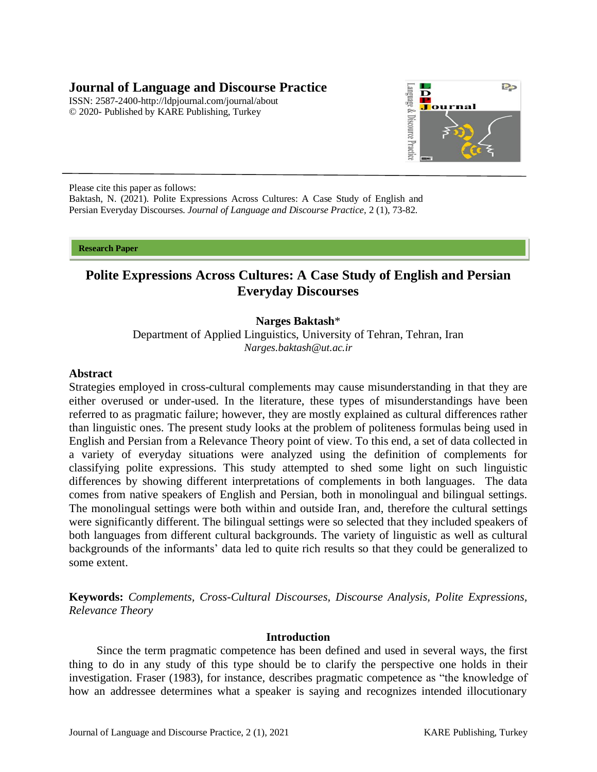**Journal of Language and Discourse Practice**
ISSN: 2587-2400-http://ldpjournal.com/journal/about
© 2020- Published by KARE Publishing, Turkey

Please cite this paper as follows:
Baktash, N. (2021). Polite Expressions Across Cultures: A Case Study of English and Persian Everyday Discourses. *Journal of Language and Discourse Practice,* 2 (1), 73-82.

**Research Paper**

# Polite Expressions Across Cultures: A Case Study of English and Persian Everyday Discourses

**Narges Baktash***
Department of Applied Linguistics, University of Tehran, Tehran, Iran
*Narges.baktash@ut.ac.ir*

## Abstract

Strategies employed in cross-cultural complements may cause misunderstanding in that they are either overused or under-used. In the literature, these types of misunderstandings have been referred to as pragmatic failure; however, they are mostly explained as cultural differences rather than linguistic ones. The present study looks at the problem of politeness formulas being used in English and Persian from a Relevance Theory point of view. To this end, a set of data collected in a variety of everyday situations were analyzed using the definition of complements for classifying polite expressions. This study attempted to shed some light on such linguistic differences by showing different interpretations of complements in both languages. The data comes from native speakers of English and Persian, both in monolingual and bilingual settings. The monolingual settings were both within and outside Iran, and, therefore the cultural settings were significantly different. The bilingual settings were so selected that they included speakers of both languages from different cultural backgrounds. The variety of linguistic as well as cultural backgrounds of the informants' data led to quite rich results so that they could be generalized to some extent.

**Keywords:** *Complements, Cross-Cultural Discourses, Discourse Analysis, Polite Expressions, Relevance Theory*

## Introduction

Since the term pragmatic competence has been defined and used in several ways, the first thing to do in any study of this type should be to clarify the perspective one holds in their investigation. Fraser (1983), for instance, describes pragmatic competence as "the knowledge of how an addressee determines what a speaker is saying and recognizes intended illocutionary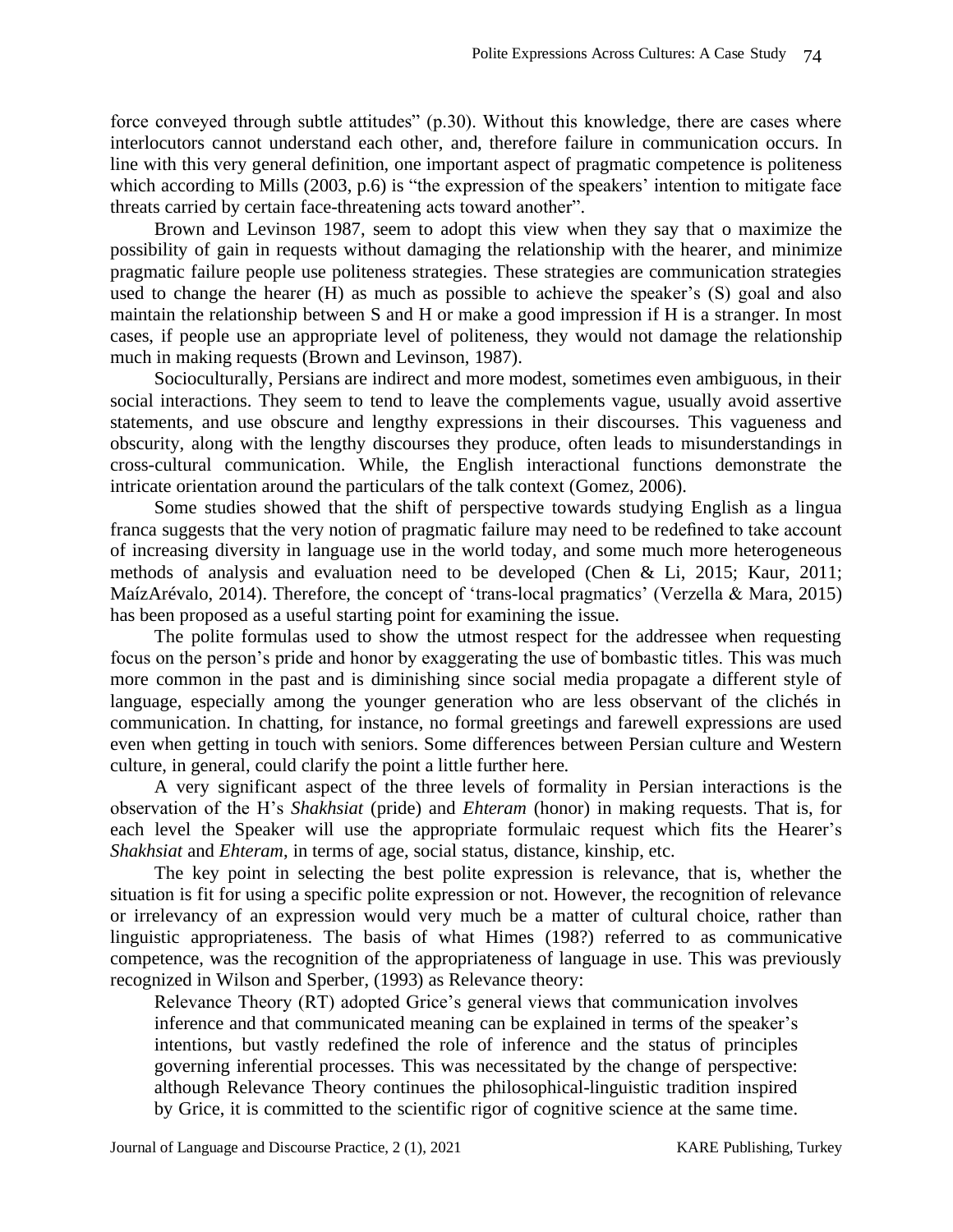force conveyed through subtle attitudes" (p.30). Without this knowledge, there are cases where interlocutors cannot understand each other, and, therefore failure in communication occurs. In line with this very general definition, one important aspect of pragmatic competence is politeness which according to Mills (2003, p.6) is "the expression of the speakers' intention to mitigate face threats carried by certain face-threatening acts toward another".

Brown and Levinson 1987, seem to adopt this view when they say that o maximize the possibility of gain in requests without damaging the relationship with the hearer, and minimize pragmatic failure people use politeness strategies. These strategies are communication strategies used to change the hearer (H) as much as possible to achieve the speaker's (S) goal and also maintain the relationship between S and H or make a good impression if H is a stranger. In most cases, if people use an appropriate level of politeness, they would not damage the relationship much in making requests (Brown and Levinson, 1987).

Socioculturally, Persians are indirect and more modest, sometimes even ambiguous, in their social interactions. They seem to tend to leave the complements vague, usually avoid assertive statements, and use obscure and lengthy expressions in their discourses. This vagueness and obscurity, along with the lengthy discourses they produce, often leads to misunderstandings in cross-cultural communication. While, the English interactional functions demonstrate the intricate orientation around the particulars of the talk context (Gomez, 2006).

Some studies showed that the shift of perspective towards studying English as a lingua franca suggests that the very notion of pragmatic failure may need to be redefined to take account of increasing diversity in language use in the world today, and some much more heterogeneous methods of analysis and evaluation need to be developed (Chen & Li, 2015; Kaur, 2011; MaízArévalo, 2014). Therefore, the concept of 'trans-local pragmatics' (Verzella & Mara, 2015) has been proposed as a useful starting point for examining the issue.

The polite formulas used to show the utmost respect for the addressee when requesting focus on the person's pride and honor by exaggerating the use of bombastic titles. This was much more common in the past and is diminishing since social media propagate a different style of language, especially among the younger generation who are less observant of the clichés in communication. In chatting, for instance, no formal greetings and farewell expressions are used even when getting in touch with seniors. Some differences between Persian culture and Western culture, in general, could clarify the point a little further here.

A very significant aspect of the three levels of formality in Persian interactions is the observation of the H's *Shakhsiat* (pride) and *Ehteram* (honor) in making requests. That is, for each level the Speaker will use the appropriate formulaic request which fits the Hearer's *Shakhsiat* and *Ehteram*, in terms of age, social status, distance, kinship, etc.

The key point in selecting the best polite expression is relevance, that is, whether the situation is fit for using a specific polite expression or not. However, the recognition of relevance or irrelevancy of an expression would very much be a matter of cultural choice, rather than linguistic appropriateness. The basis of what Himes (198?) referred to as communicative competence, was the recognition of the appropriateness of language in use. This was previously recognized in Wilson and Sperber, (1993) as Relevance theory:

> Relevance Theory (RT) adopted Grice's general views that communication involves inference and that communicated meaning can be explained in terms of the speaker's intentions, but vastly redefined the role of inference and the status of principles governing inferential processes. This was necessitated by the change of perspective: although Relevance Theory continues the philosophical-linguistic tradition inspired by Grice, it is committed to the scientific rigor of cognitive science at the same time.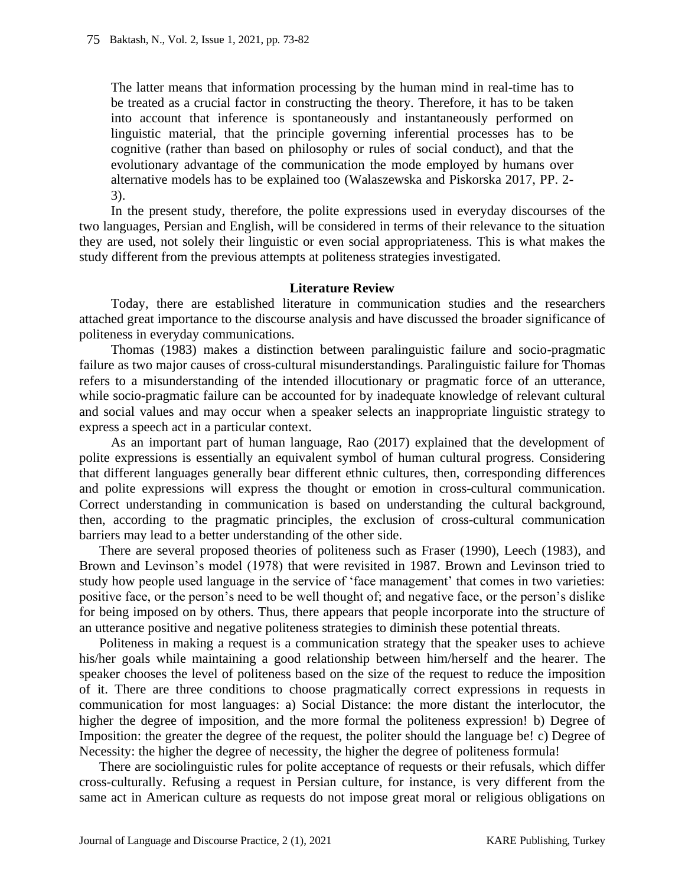> The latter means that information processing by the human mind in real-time has to be treated as a crucial factor in constructing the theory. Therefore, it has to be taken into account that inference is spontaneously and instantaneously performed on linguistic material, that the principle governing inferential processes has to be cognitive (rather than based on philosophy or rules of social conduct), and that the evolutionary advantage of the communication the mode employed by humans over alternative models has to be explained too (Walaszewska and Piskorska 2017, PP. 2-3).

In the present study, therefore, the polite expressions used in everyday discourses of the two languages, Persian and English, will be considered in terms of their relevance to the situation they are used, not solely their linguistic or even social appropriateness. This is what makes the study different from the previous attempts at politeness strategies investigated.

## Literature Review

Today, there are established literature in communication studies and the researchers attached great importance to the discourse analysis and have discussed the broader significance of politeness in everyday communications.

Thomas (1983) makes a distinction between paralinguistic failure and socio-pragmatic failure as two major causes of cross-cultural misunderstandings. Paralinguistic failure for Thomas refers to a misunderstanding of the intended illocutionary or pragmatic force of an utterance, while socio-pragmatic failure can be accounted for by inadequate knowledge of relevant cultural and social values and may occur when a speaker selects an inappropriate linguistic strategy to express a speech act in a particular context.

As an important part of human language, Rao (2017) explained that the development of polite expressions is essentially an equivalent symbol of human cultural progress. Considering that different languages generally bear different ethnic cultures, then, corresponding differences and polite expressions will express the thought or emotion in cross-cultural communication. Correct understanding in communication is based on understanding the cultural background, then, according to the pragmatic principles, the exclusion of cross-cultural communication barriers may lead to a better understanding of the other side.

There are several proposed theories of politeness such as Fraser (1990), Leech (1983), and Brown and Levinson's model (1978) that were revisited in 1987. Brown and Levinson tried to study how people used language in the service of 'face management' that comes in two varieties: positive face, or the person's need to be well thought of; and negative face, or the person's dislike for being imposed on by others. Thus, there appears that people incorporate into the structure of an utterance positive and negative politeness strategies to diminish these potential threats.

Politeness in making a request is a communication strategy that the speaker uses to achieve his/her goals while maintaining a good relationship between him/herself and the hearer. The speaker chooses the level of politeness based on the size of the request to reduce the imposition of it. There are three conditions to choose pragmatically correct expressions in requests in communication for most languages: a) Social Distance: the more distant the interlocutor, the higher the degree of imposition, and the more formal the politeness expression! b) Degree of Imposition: the greater the degree of the request, the politer should the language be! c) Degree of Necessity: the higher the degree of necessity, the higher the degree of politeness formula!

There are sociolinguistic rules for polite acceptance of requests or their refusals, which differ cross-culturally. Refusing a request in Persian culture, for instance, is very different from the same act in American culture as requests do not impose great moral or religious obligations on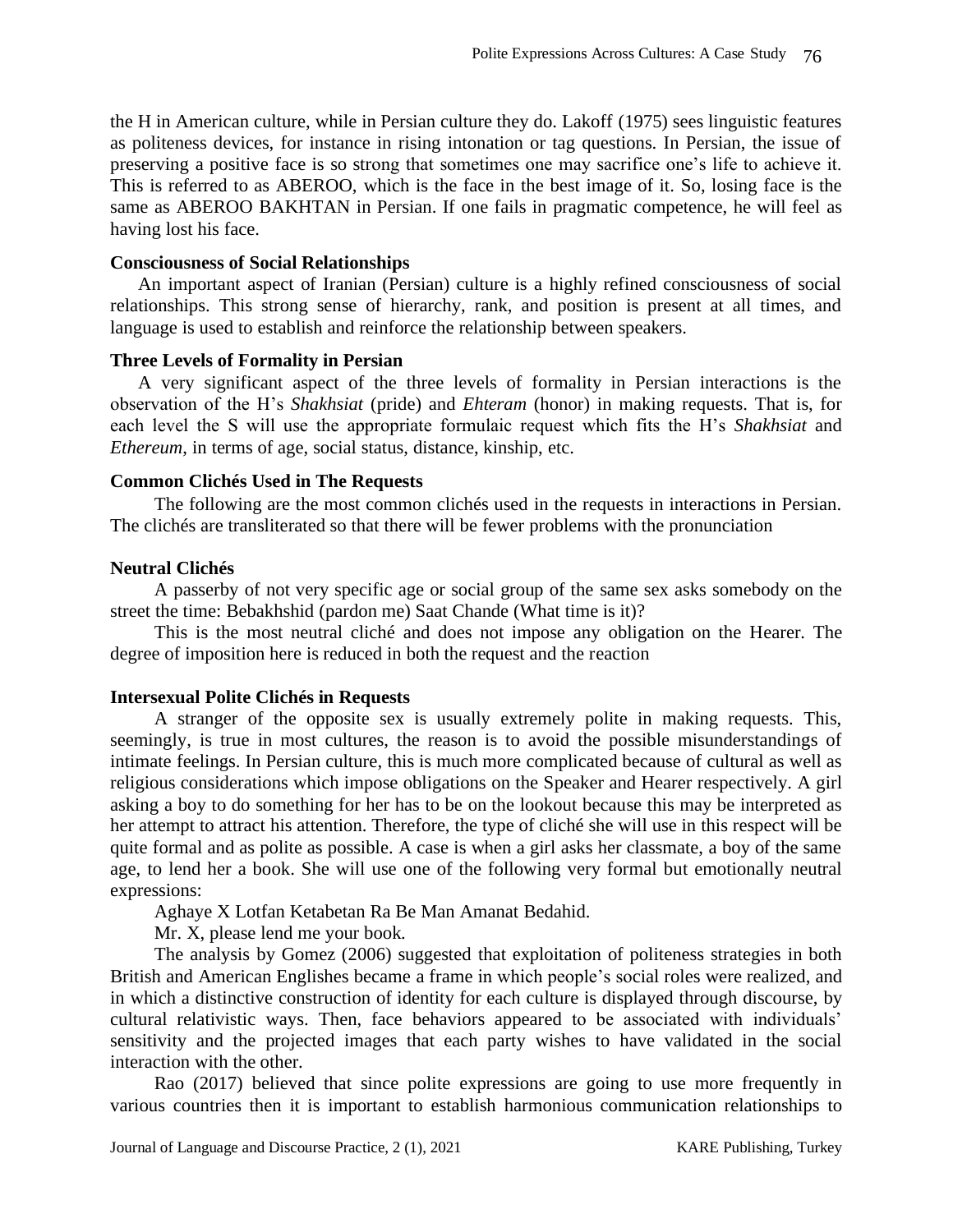the H in American culture, while in Persian culture they do. Lakoff (1975) sees linguistic features as politeness devices, for instance in rising intonation or tag questions. In Persian, the issue of preserving a positive face is so strong that sometimes one may sacrifice one's life to achieve it. This is referred to as ABEROO, which is the face in the best image of it. So, losing face is the same as ABEROO BAKHTAN in Persian. If one fails in pragmatic competence, he will feel as having lost his face.

**Consciousness of Social Relationships**

An important aspect of Iranian (Persian) culture is a highly refined consciousness of social relationships. This strong sense of hierarchy, rank, and position is present at all times, and language is used to establish and reinforce the relationship between speakers.

**Three Levels of Formality in Persian**

A very significant aspect of the three levels of formality in Persian interactions is the observation of the H's *Shakhsiat* (pride) and *Ehteram* (honor) in making requests. That is, for each level the S will use the appropriate formulaic request which fits the H's *Shakhsiat* and *Ethereum*, in terms of age, social status, distance, kinship, etc.

**Common Clichés Used in The Requests**

The following are the most common clichés used in the requests in interactions in Persian. The clichés are transliterated so that there will be fewer problems with the pronunciation

**Neutral Clichés**

A passerby of not very specific age or social group of the same sex asks somebody on the street the time: Bebakhshid (pardon me) Saat Chande (What time is it)?

This is the most neutral cliché and does not impose any obligation on the Hearer. The degree of imposition here is reduced in both the request and the reaction

**Intersexual Polite Clichés in Requests**

A stranger of the opposite sex is usually extremely polite in making requests. This, seemingly, is true in most cultures, the reason is to avoid the possible misunderstandings of intimate feelings. In Persian culture, this is much more complicated because of cultural as well as religious considerations which impose obligations on the Speaker and Hearer respectively. A girl asking a boy to do something for her has to be on the lookout because this may be interpreted as her attempt to attract his attention. Therefore, the type of cliché she will use in this respect will be quite formal and as polite as possible. A case is when a girl asks her classmate, a boy of the same age, to lend her a book. She will use one of the following very formal but emotionally neutral expressions:

Aghaye X Lotfan Ketabetan Ra Be Man Amanat Bedahid.

Mr. X, please lend me your book.

The analysis by Gomez (2006) suggested that exploitation of politeness strategies in both British and American Englishes became a frame in which people's social roles were realized, and in which a distinctive construction of identity for each culture is displayed through discourse, by cultural relativistic ways. Then, face behaviors appeared to be associated with individuals' sensitivity and the projected images that each party wishes to have validated in the social interaction with the other.

Rao (2017) believed that since polite expressions are going to use more frequently in various countries then it is important to establish harmonious communication relationships to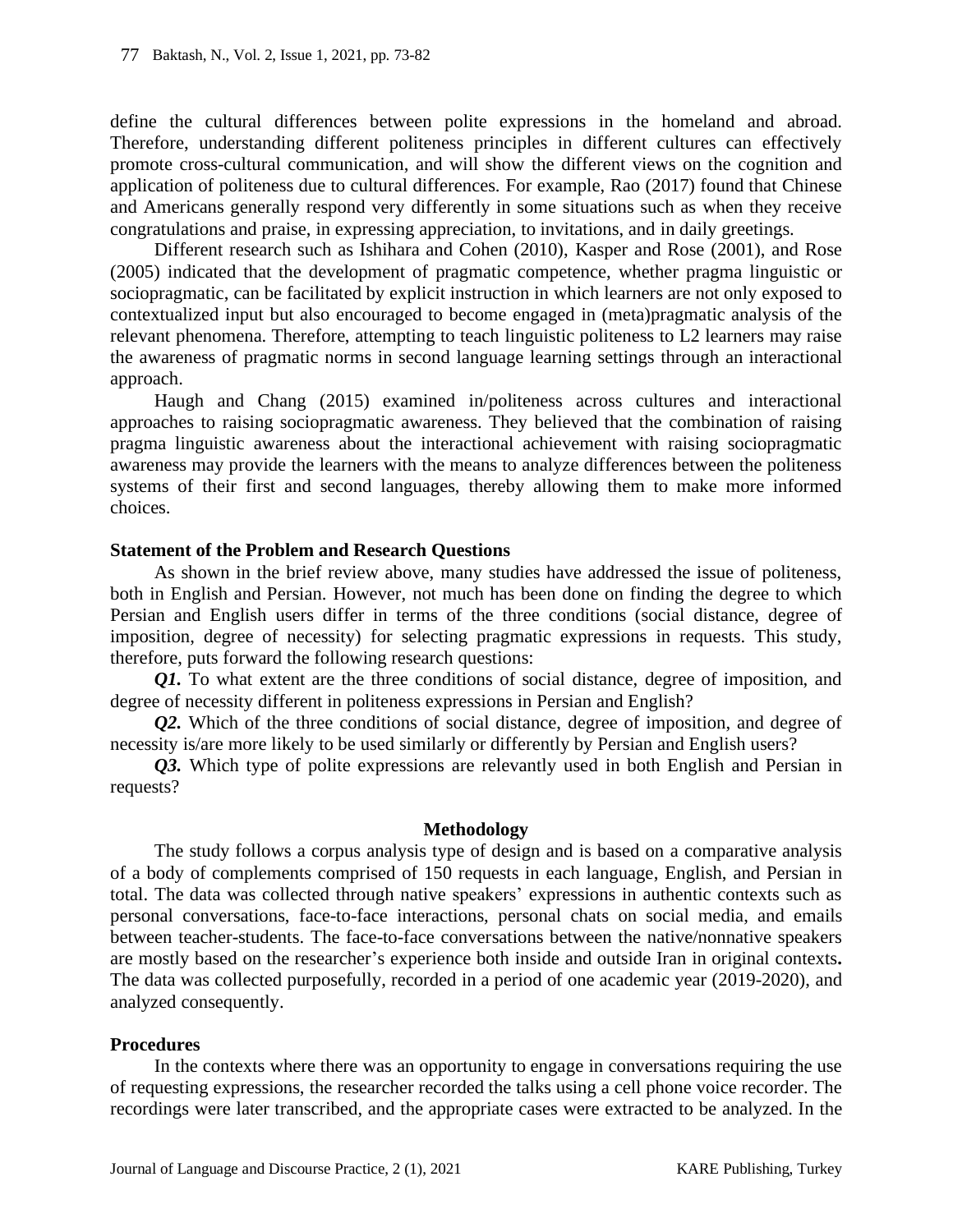define the cultural differences between polite expressions in the homeland and abroad. Therefore, understanding different politeness principles in different cultures can effectively promote cross-cultural communication, and will show the different views on the cognition and application of politeness due to cultural differences. For example, Rao (2017) found that Chinese and Americans generally respond very differently in some situations such as when they receive congratulations and praise, in expressing appreciation, to invitations, and in daily greetings.

Different research such as Ishihara and Cohen (2010), Kasper and Rose (2001), and Rose (2005) indicated that the development of pragmatic competence, whether pragma linguistic or sociopragmatic, can be facilitated by explicit instruction in which learners are not only exposed to contextualized input but also encouraged to become engaged in (meta)pragmatic analysis of the relevant phenomena. Therefore, attempting to teach linguistic politeness to L2 learners may raise the awareness of pragmatic norms in second language learning settings through an interactional approach.

Haugh and Chang (2015) examined in/politeness across cultures and interactional approaches to raising sociopragmatic awareness. They believed that the combination of raising pragma linguistic awareness about the interactional achievement with raising sociopragmatic awareness may provide the learners with the means to analyze differences between the politeness systems of their first and second languages, thereby allowing them to make more informed choices.

### Statement of the Problem and Research Questions

As shown in the brief review above, many studies have addressed the issue of politeness, both in English and Persian. However, not much has been done on finding the degree to which Persian and English users differ in terms of the three conditions (social distance, degree of imposition, degree of necessity) for selecting pragmatic expressions in requests. This study, therefore, puts forward the following research questions:

***Q1.*** To what extent are the three conditions of social distance, degree of imposition, and degree of necessity different in politeness expressions in Persian and English?

***Q2.*** Which of the three conditions of social distance, degree of imposition, and degree of necessity is/are more likely to be used similarly or differently by Persian and English users?

***Q3.*** Which type of polite expressions are relevantly used in both English and Persian in requests?

## Methodology

The study follows a corpus analysis type of design and is based on a comparative analysis of a body of complements comprised of 150 requests in each language, English, and Persian in total. The data was collected through native speakers' expressions in authentic contexts such as personal conversations, face-to-face interactions, personal chats on social media, and emails between teacher-students. The face-to-face conversations between the native/nonnative speakers are mostly based on the researcher's experience both inside and outside Iran in original contexts**.** The data was collected purposefully, recorded in a period of one academic year (2019-2020), and analyzed consequently.

### Procedures

In the contexts where there was an opportunity to engage in conversations requiring the use of requesting expressions, the researcher recorded the talks using a cell phone voice recorder. The recordings were later transcribed, and the appropriate cases were extracted to be analyzed. In the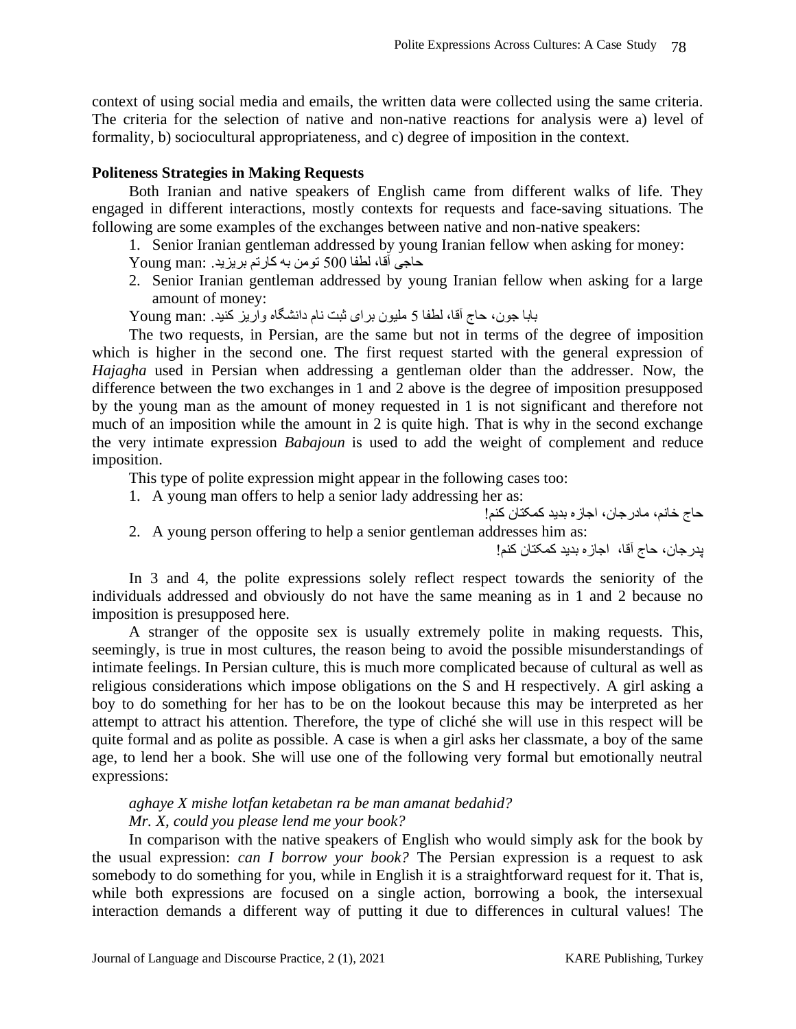context of using social media and emails, the written data were collected using the same criteria. The criteria for the selection of native and non-native reactions for analysis were a) level of formality, b) sociocultural appropriateness, and c) degree of imposition in the context.

**Politeness Strategies in Making Requests**

Both Iranian and native speakers of English came from different walks of life. They engaged in different interactions, mostly contexts for requests and face-saving situations. The following are some examples of the exchanges between native and non-native speakers:

1. Senior Iranian gentleman addressed by young Iranian fellow when asking for money:

Young man: حاجی آقا، لطفا 500 تومن به کارتم بریزید.

2. Senior Iranian gentleman addressed by young Iranian fellow when asking for a large amount of money:

Young man: بابا جون، حاج آقا، لطفا 5 میلیون برای ثبت نام دانشگاه واریز کنید.

The two requests, in Persian, are the same but not in terms of the degree of imposition which is higher in the second one. The first request started with the general expression of *Hajagha* used in Persian when addressing a gentleman older than the addresser. Now, the difference between the two exchanges in 1 and 2 above is the degree of imposition presupposed by the young man as the amount of money requested in 1 is not significant and therefore not much of an imposition while the amount in 2 is quite high. That is why in the second exchange the very intimate expression *Babajoun* is used to add the weight of complement and reduce imposition.

This type of polite expression might appear in the following cases too:

1. A young man offers to help a senior lady addressing her as:

حاج خانم، مادرجان، اجازه بدید کمکتان کنم!

2. A young person offering to help a senior gentleman addresses him as:

پدرجان، حاج آقا، اجازه بدید کمکتان کنم!

In 3 and 4, the polite expressions solely reflect respect towards the seniority of the individuals addressed and obviously do not have the same meaning as in 1 and 2 because no imposition is presupposed here.

A stranger of the opposite sex is usually extremely polite in making requests. This, seemingly, is true in most cultures, the reason being to avoid the possible misunderstandings of intimate feelings. In Persian culture, this is much more complicated because of cultural as well as religious considerations which impose obligations on the S and H respectively. A girl asking a boy to do something for her has to be on the lookout because this may be interpreted as her attempt to attract his attention. Therefore, the type of cliché she will use in this respect will be quite formal and as polite as possible. A case is when a girl asks her classmate, a boy of the same age, to lend her a book. She will use one of the following very formal but emotionally neutral expressions:

*aghaye X mishe lotfan ketabetan ra be man amanat bedahid?*
*Mr. X, could you please lend me your book?*

In comparison with the native speakers of English who would simply ask for the book by the usual expression: *can I borrow your book?* The Persian expression is a request to ask somebody to do something for you, while in English it is a straightforward request for it. That is, while both expressions are focused on a single action, borrowing a book, the intersexual interaction demands a different way of putting it due to differences in cultural values! The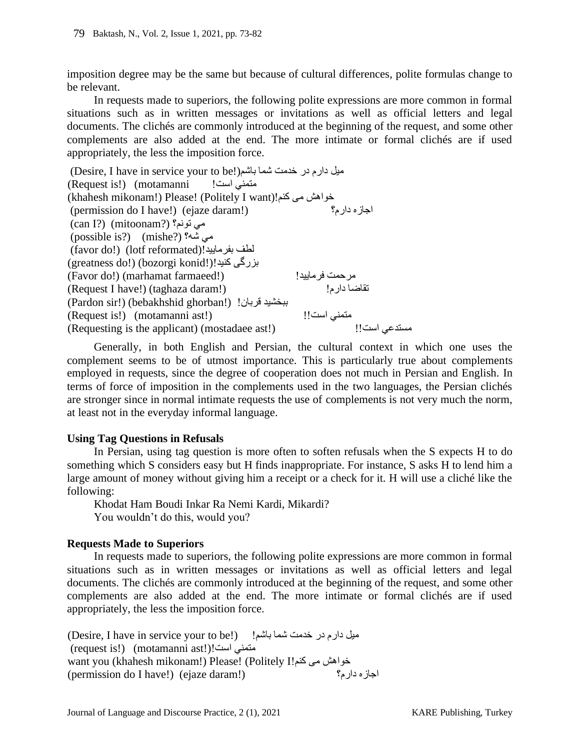imposition degree may be the same but because of cultural differences, polite formulas change to be relevant.

In requests made to superiors, the following polite expressions are more common in formal situations such as in written messages or invitations as well as official letters and legal documents. The clichés are commonly introduced at the beginning of the request, and some other complements are also added at the end. The more intimate or formal clichés are if used appropriately, the less the imposition force.

(Desire, I have in service your to be!)میل دارم در خدمت شما باشم  
(Request is!) (motamanni متمني است!  
(khahesh mikonam!) Please! (Politely I want)!خواهش می کنم  
(permission do I have!) (ejaze daram!) اجازه دارم؟  
(can I?) (mitoonam?) مي تونم؟  
(possible is?) (mishe?) مي شه؟  
(favor do!) (lotf reformated)!لطف بفرمایید  
(greatness do!) (bozorgi konid!)بزرگی کنید!  
(Favor do!) (marhamat farmaeed!) مرحمت فرمایید!  
(Request I have!) (taghaza daram!) تقاضا دارم!  
(Pardon sir!) (bebakhshid ghorban!) ببخشید قربان!  
(Request is!) (motamanni ast!) متمني است!!  
(Requesting is the applicant) (mostadaee ast!) مستدعي است!!

Generally, in both English and Persian, the cultural context in which one uses the complement seems to be of utmost importance. This is particularly true about complements employed in requests, since the degree of cooperation does not much in Persian and English. In terms of force of imposition in the complements used in the two languages, the Persian clichés are stronger since in normal intimate requests the use of complements is not very much the norm, at least not in the everyday informal language.

### Using Tag Questions in Refusals

In Persian, using tag question is more often to soften refusals when the S expects H to do something which S considers easy but H finds inappropriate. For instance, S asks H to lend him a large amount of money without giving him a receipt or a check for it. H will use a cliché like the following:

Khodat Ham Boudi Inkar Ra Nemi Kardi, Mikardi?  
You wouldn't do this, would you?

### Requests Made to Superiors

In requests made to superiors, the following polite expressions are more common in formal situations such as in written messages or invitations as well as official letters and legal documents. The clichés are commonly introduced at the beginning of the request, and some other complements are also added at the end. The more intimate or formal clichés are if used appropriately, the less the imposition force.

(Desire, I have in service your to be!) میل دارم در خدمت شما باشم!  
(request is!) (motamanni ast!)متمني است!  
want you (khahesh mikonam!) Please! (Politely I!خواهش می کنم  
(permission do I have!) (ejaze daram!) اجازه دارم؟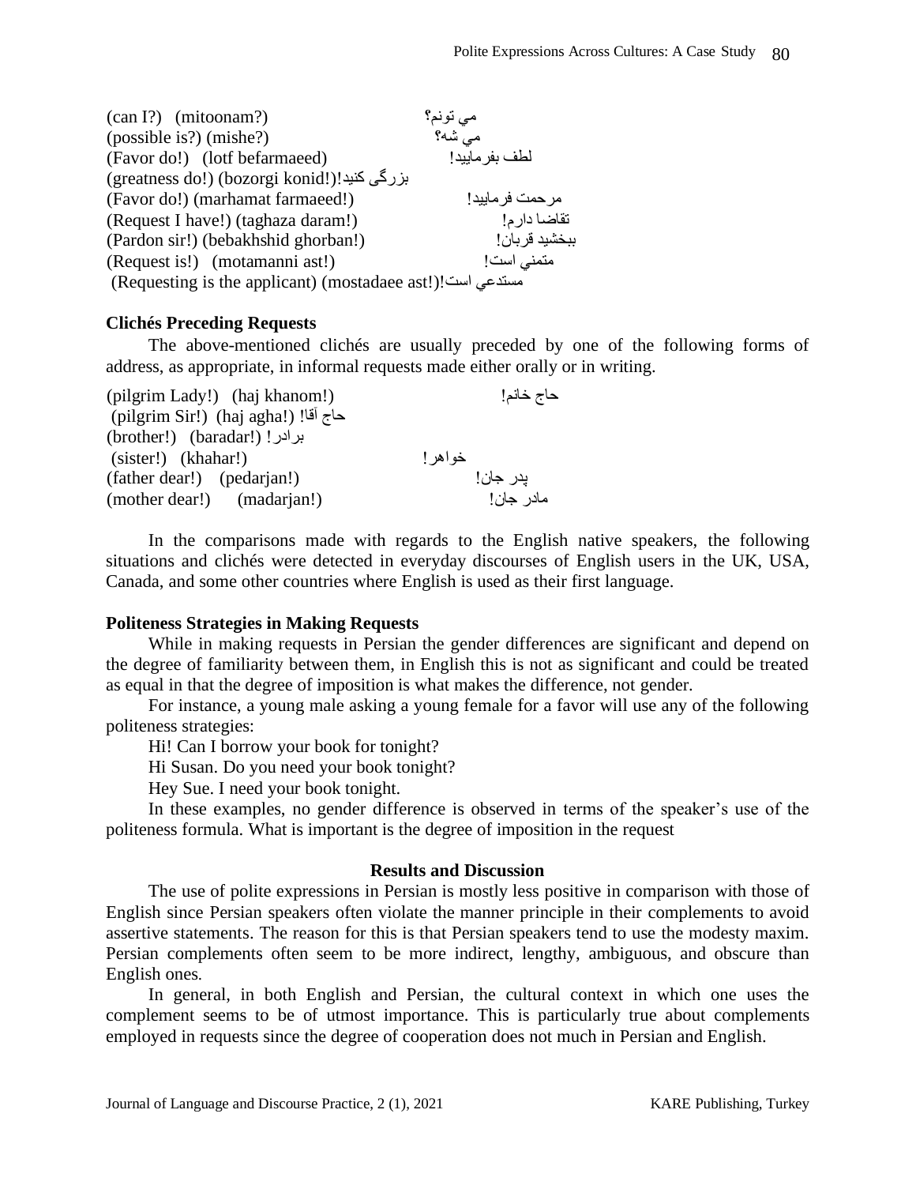(can I?) (mitoonam?) مي تونم؟
(possible is?) (mishe?) مي شه؟
(Favor do!) (lotf befarmaeed) لطف بفرماييد!
(greatness do!) (bozorgi konid!)بزرگی کنید!
(Favor do!) (marhamat farmaeed!) مرحمت فرماييد!
(Request I have!) (taghaza daram!) تقاضا دارم!
(Pardon sir!) (bebakhshid ghorban!) ببخشيد قربان!
(Request is!) (motamanni ast!) متمني است!
(Requesting is the applicant) (mostadaee ast!)مستدعي است!

### Clichés Preceding Requests

The above-mentioned clichés are usually preceded by one of the following forms of address, as appropriate, in informal requests made either orally or in writing.

(pilgrim Lady!) (haj khanom!) حاج خانم!
(pilgrim Sir!) (haj agha!) حاج آقا!
(brother!) (baradar!) برادر!
(sister!) (khahar!) خواهر!
(father dear!) (pedarjan!) پدر جان!
(mother dear!) (madarjan!) مادر جان!

In the comparisons made with regards to the English native speakers, the following situations and clichés were detected in everyday discourses of English users in the UK, USA, Canada, and some other countries where English is used as their first language.

### Politeness Strategies in Making Requests

While in making requests in Persian the gender differences are significant and depend on the degree of familiarity between them, in English this is not as significant and could be treated as equal in that the degree of imposition is what makes the difference, not gender.

For instance, a young male asking a young female for a favor will use any of the following politeness strategies:

Hi! Can I borrow your book for tonight?

Hi Susan. Do you need your book tonight?

Hey Sue. I need your book tonight.

In these examples, no gender difference is observed in terms of the speaker's use of the politeness formula. What is important is the degree of imposition in the request

## Results and Discussion

The use of polite expressions in Persian is mostly less positive in comparison with those of English since Persian speakers often violate the manner principle in their complements to avoid assertive statements. The reason for this is that Persian speakers tend to use the modesty maxim. Persian complements often seem to be more indirect, lengthy, ambiguous, and obscure than English ones.

In general, in both English and Persian, the cultural context in which one uses the complement seems to be of utmost importance. This is particularly true about complements employed in requests since the degree of cooperation does not much in Persian and English.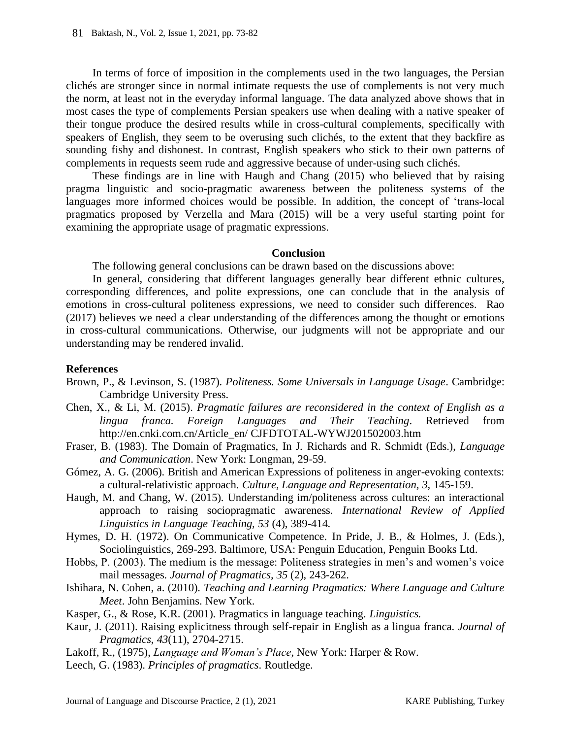In terms of force of imposition in the complements used in the two languages, the Persian clichés are stronger since in normal intimate requests the use of complements is not very much the norm, at least not in the everyday informal language. The data analyzed above shows that in most cases the type of complements Persian speakers use when dealing with a native speaker of their tongue produce the desired results while in cross-cultural complements, specifically with speakers of English, they seem to be overusing such clichés, to the extent that they backfire as sounding fishy and dishonest. In contrast, English speakers who stick to their own patterns of complements in requests seem rude and aggressive because of under-using such clichés.

These findings are in line with Haugh and Chang (2015) who believed that by raising pragma linguistic and socio-pragmatic awareness between the politeness systems of the languages more informed choices would be possible. In addition, the concept of 'trans-local pragmatics proposed by Verzella and Mara (2015) will be a very useful starting point for examining the appropriate usage of pragmatic expressions.

## Conclusion

The following general conclusions can be drawn based on the discussions above:

In general, considering that different languages generally bear different ethnic cultures, corresponding differences, and polite expressions, one can conclude that in the analysis of emotions in cross-cultural politeness expressions, we need to consider such differences. Rao (2017) believes we need a clear understanding of the differences among the thought or emotions in cross-cultural communications. Otherwise, our judgments will not be appropriate and our understanding may be rendered invalid.

## References

Brown, P., & Levinson, S. (1987). *Politeness. Some Universals in Language Usage*. Cambridge: Cambridge University Press.

Chen, X., & Li, M. (2015). *Pragmatic failures are reconsidered in the context of English as a lingua franca. Foreign Languages and Their Teaching*. Retrieved from http://en.cnki.com.cn/Article_en/ CJFDTOTAL-WYWJ201502003.htm

Fraser, B. (1983). The Domain of Pragmatics, In J. Richards and R. Schmidt (Eds.), *Language and Communication*. New York: Longman, 29-59.

Gómez, A. G. (2006). British and American Expressions of politeness in anger-evoking contexts: a cultural-relativistic approach. *Culture, Language and Representation, 3,* 145-159.

Haugh, M. and Chang, W. (2015). Understanding im/politeness across cultures: an interactional approach to raising sociopragmatic awareness. *International Review of Applied Linguistics in Language Teaching, 53* (4), 389-414.

Hymes, D. H. (1972). On Communicative Competence. In Pride, J. B., & Holmes, J. (Eds.), Sociolinguistics, 269-293. Baltimore, USA: Penguin Education, Penguin Books Ltd.

Hobbs, P. (2003). The medium is the message: Politeness strategies in men's and women's voice mail messages. *Journal of Pragmatics, 35* (2), 243-262.

Ishihara, N. Cohen, a. (2010). *Teaching and Learning Pragmatics: Where Language and Culture Meet*. John Benjamins. New York.

Kasper, G., & Rose, K.R. (2001). Pragmatics in language teaching. *Linguistics.*

Kaur, J. (2011). Raising explicitness through self-repair in English as a lingua franca. *Journal of Pragmatics*, *43*(11), 2704-2715.

Lakoff, R., (1975), *Language and Woman's Place*, New York: Harper & Row.

Leech, G. (1983). *Principles of pragmatics*. Routledge.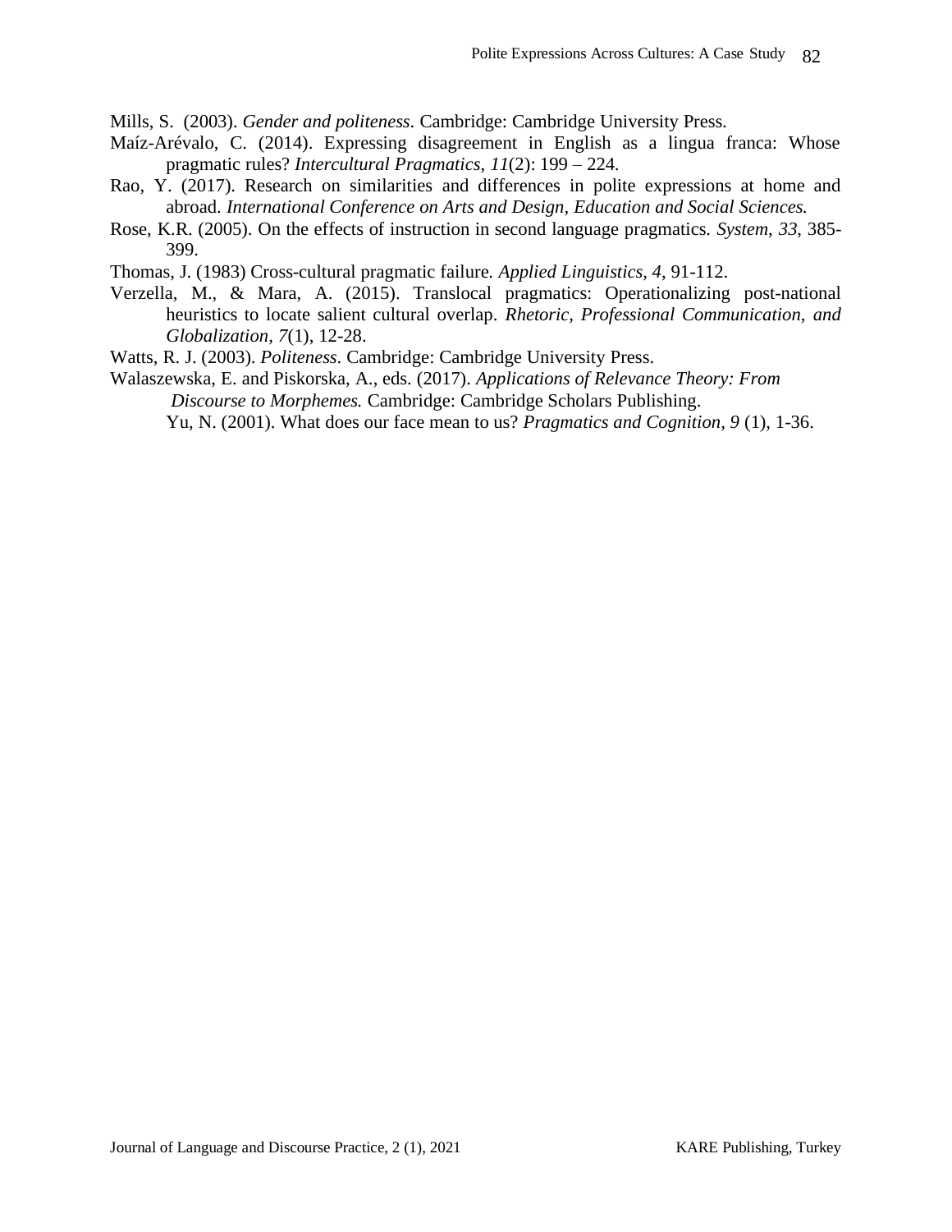Mills, S. (2003). *Gender and politeness*. Cambridge: Cambridge University Press.

Maíz-Arévalo, C. (2014). Expressing disagreement in English as a lingua franca: Whose pragmatic rules? *Intercultural Pragmatics, 11*(2): 199 – 224.

Rao, Y. (2017). Research on similarities and differences in polite expressions at home and abroad. *International Conference on Arts and Design, Education and Social Sciences.*

Rose, K.R. (2005). On the effects of instruction in second language pragmatics. *System, 33*, 385-399.

Thomas, J. (1983) Cross-cultural pragmatic failure. *Applied Linguistics, 4*, 91-112.

Verzella, M., & Mara, A. (2015). Translocal pragmatics: Operationalizing post-national heuristics to locate salient cultural overlap. *Rhetoric, Professional Communication, and Globalization, 7*(1), 12-28.

Watts, R. J. (2003). *Politeness*. Cambridge: Cambridge University Press.

Walaszewska, E. and Piskorska, A., eds. (2017). *Applications of Relevance Theory: From Discourse to Morphemes.* Cambridge: Cambridge Scholars Publishing.

Yu, N. (2001). What does our face mean to us? *Pragmatics and Cognition, 9* (1), 1-36.